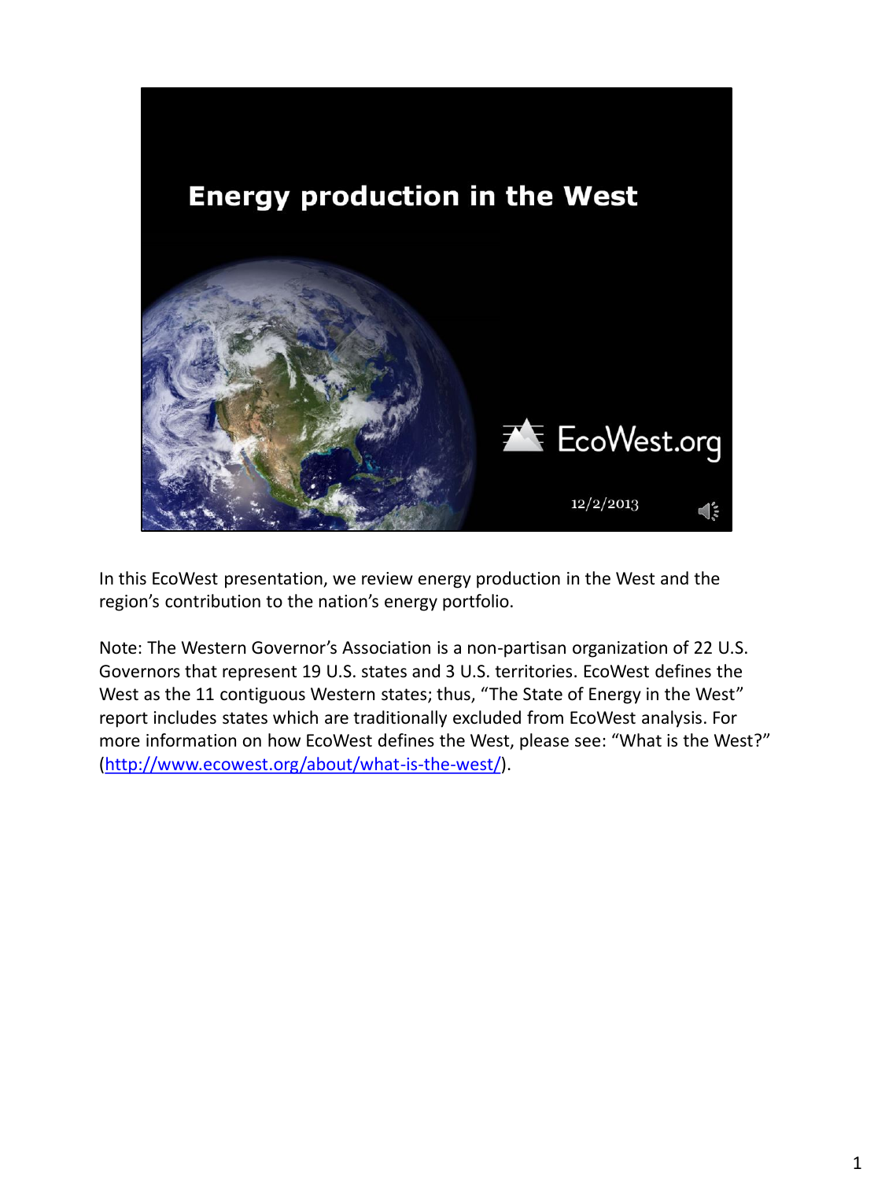# Energy production in the West

EcoWest.org

12/2/2013

In this EcoWest presentation, we review energy production in the West and the region's contribution to the nation's energy portfolio.

Note: The Western Governor's Association is a non-partisan organization of 22 U.S. Governors that represent 19 U.S. states and 3 U.S. territories. EcoWest defines the West as the 11 contiguous Western states; thus, "The State of Energy in the West" report includes states which are traditionally excluded from EcoWest analysis. For more information on how EcoWest defines the West, please see: "What is the West?" (http://www.ecowest.org/about/what-is-the-west/).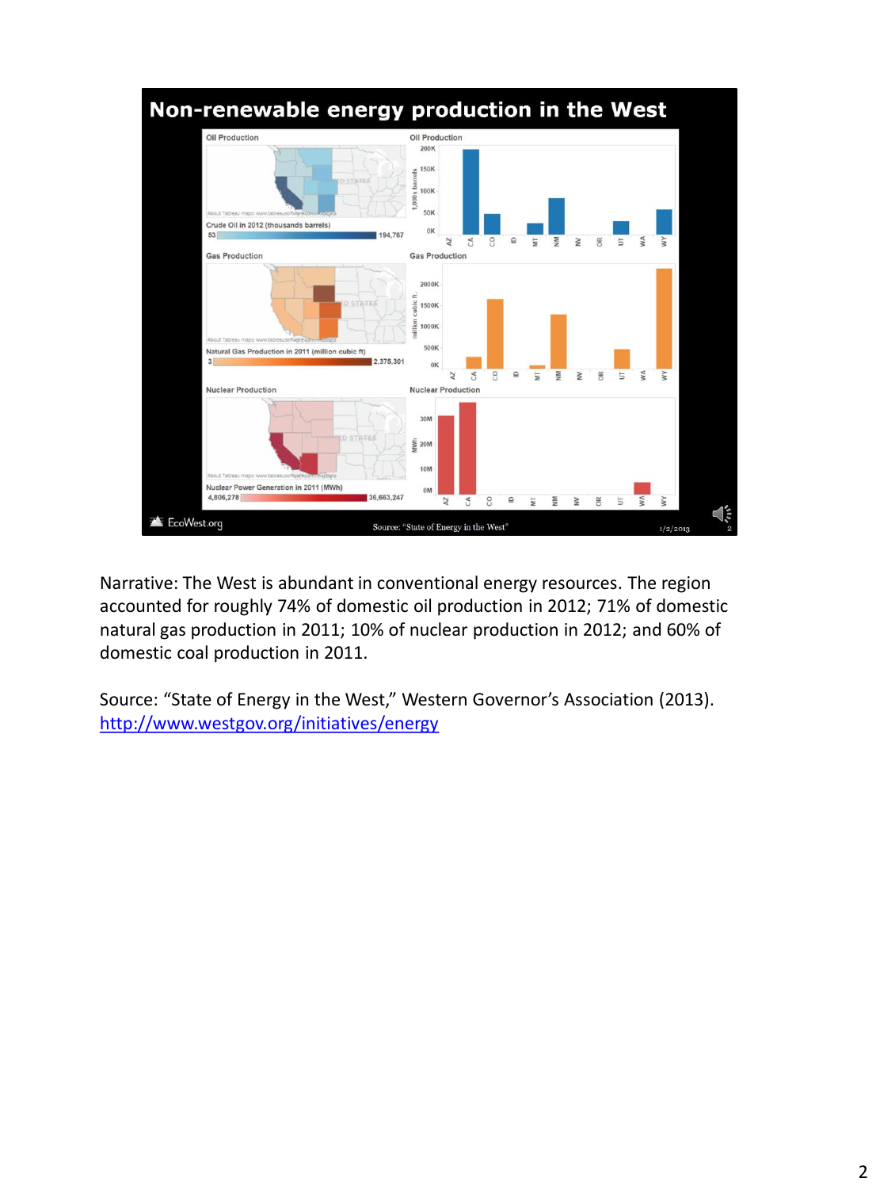Narrative: The West is abundant in conventional energy resources. The region accounted for roughly 74% of domestic oil production in 2012; 71% of domestic natural gas production in 2011; 10% of nuclear production in 2012; and 60% of domestic coal production in 2011.

Source: "State of Energy in the West," Western Governor's Association (2013). http://www.westgov.org/initiatives/energy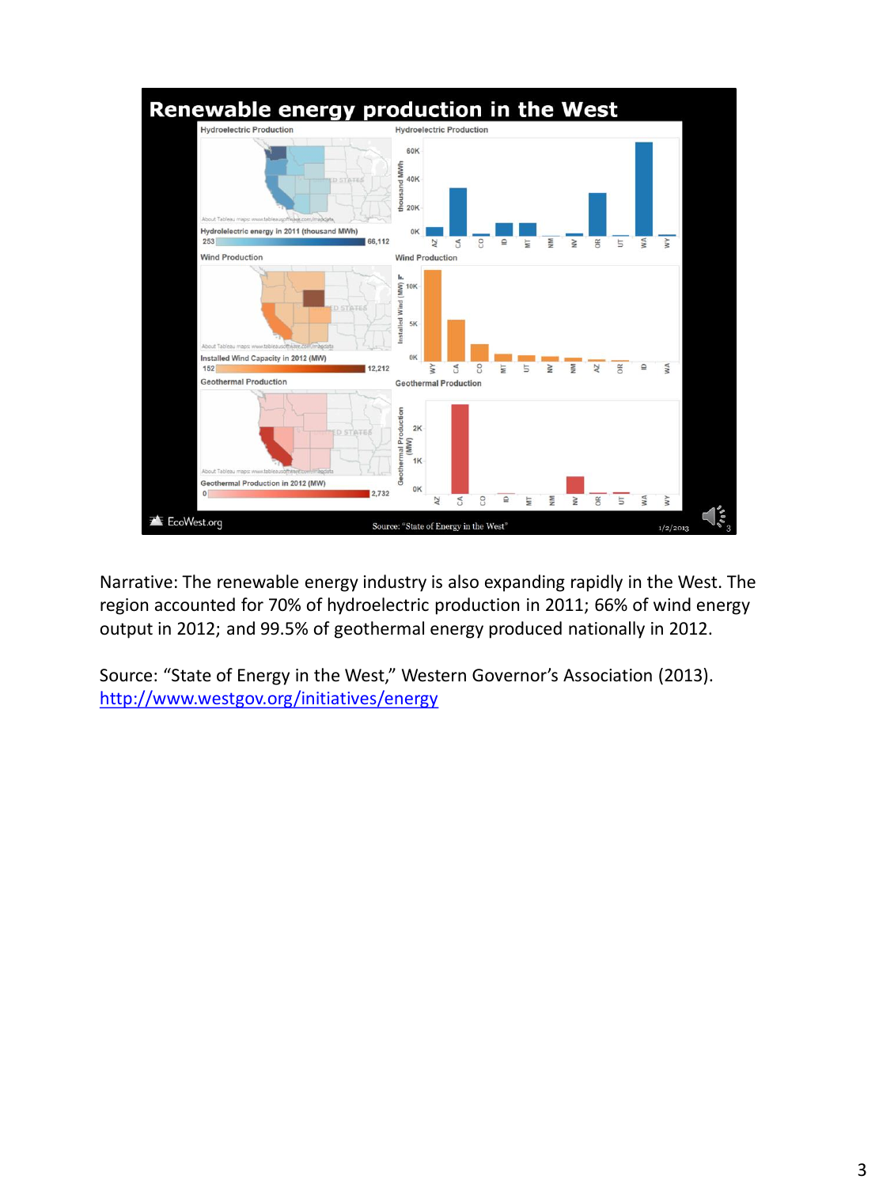# Renewable energy production in the West

Hydroelectric Production

Hydroelectric energy in 2011 (thousand MWh)

253 — 66,112

Wind Production

Installed Wind Capacity in 2012 (MW)

152 — 12,212

Geothermal Production

Geothermal Production in 2012 (MW)

0 — 2,732

EcoWest.org

Source: "State of Energy in the West"

1/2/2013

Narrative: The renewable energy industry is also expanding rapidly in the West. The region accounted for 70% of hydroelectric production in 2011; 66% of wind energy output in 2012; and 99.5% of geothermal energy produced nationally in 2012.

Source: "State of Energy in the West," Western Governor's Association (2013). http://www.westgov.org/initiatives/energy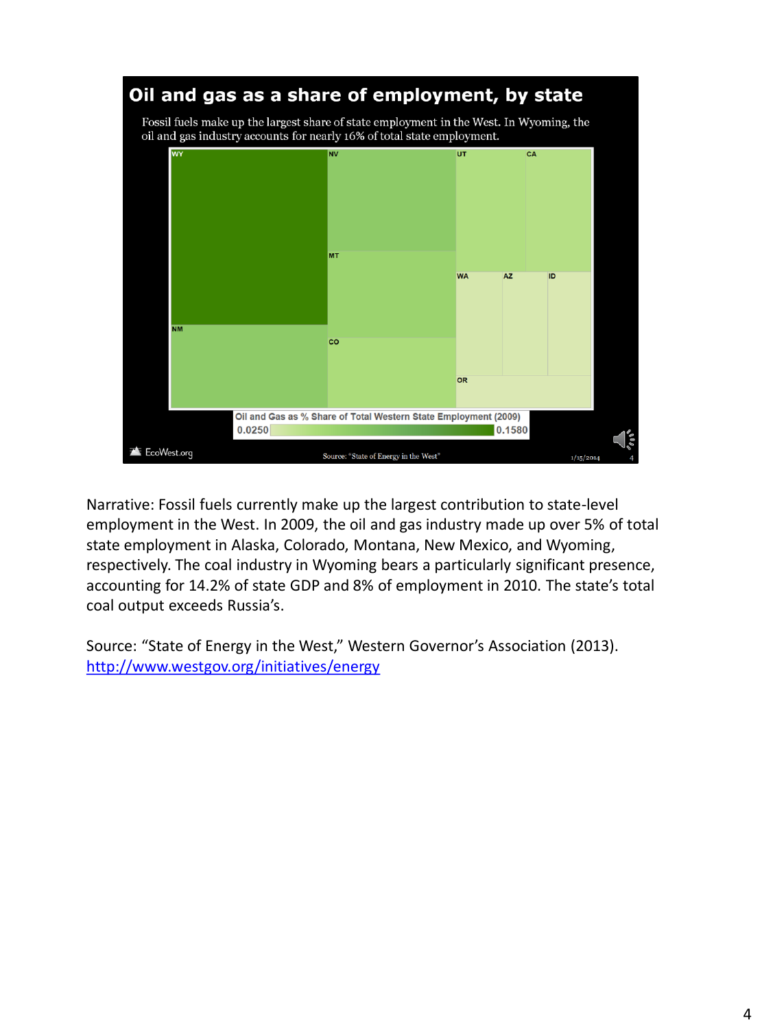## Oil and gas as a share of employment, by state

Fossil fuels make up the largest share of state employment in the West. In Wyoming, the oil and gas industry accounts for nearly 16% of total state employment.

WY, NV, UT, CA, MT, WA, AZ, ID, NM, CO, OR

Oil and Gas as % Share of Total Western State Employment (2009)

0.0250 — 0.1580

EcoWest.org

Source: "State of Energy in the West"

1/15/2014

Narrative: Fossil fuels currently make up the largest contribution to state-level employment in the West. In 2009, the oil and gas industry made up over 5% of total state employment in Alaska, Colorado, Montana, New Mexico, and Wyoming, respectively. The coal industry in Wyoming bears a particularly significant presence, accounting for 14.2% of state GDP and 8% of employment in 2010. The state's total coal output exceeds Russia's.

Source: "State of Energy in the West," Western Governor's Association (2013). http://www.westgov.org/initiatives/energy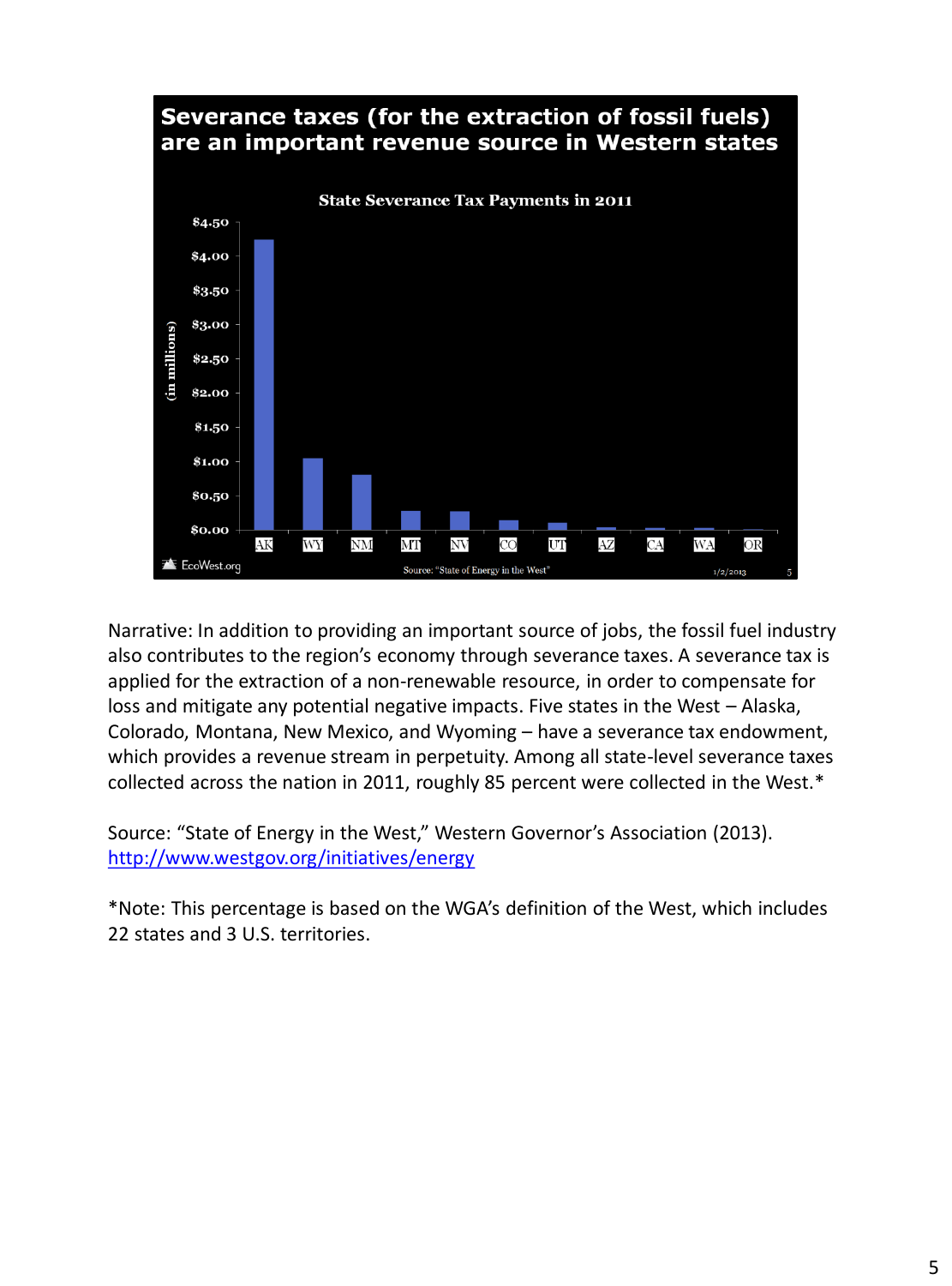## Severance taxes (for the extraction of fossil fuels) are an important revenue source in Western states

**State Severance Tax Payments in 2011**

(in millions)

$4.50
$4.00
$3.50
$3.00
$2.50
$2.00
$1.50
$1.00
$0.50
$0.00

AK WY NM MT NV CO UT AZ CA WA OR

EcoWest.org

Source: "State of Energy in the West"

1/2/2013

Narrative: In addition to providing an important source of jobs, the fossil fuel industry also contributes to the region's economy through severance taxes. A severance tax is applied for the extraction of a non-renewable resource, in order to compensate for loss and mitigate any potential negative impacts. Five states in the West – Alaska, Colorado, Montana, New Mexico, and Wyoming – have a severance tax endowment, which provides a revenue stream in perpetuity. Among all state-level severance taxes collected across the nation in 2011, roughly 85 percent were collected in the West.*

Source: "State of Energy in the West," Western Governor's Association (2013). http://www.westgov.org/initiatives/energy

*Note: This percentage is based on the WGA's definition of the West, which includes 22 states and 3 U.S. territories.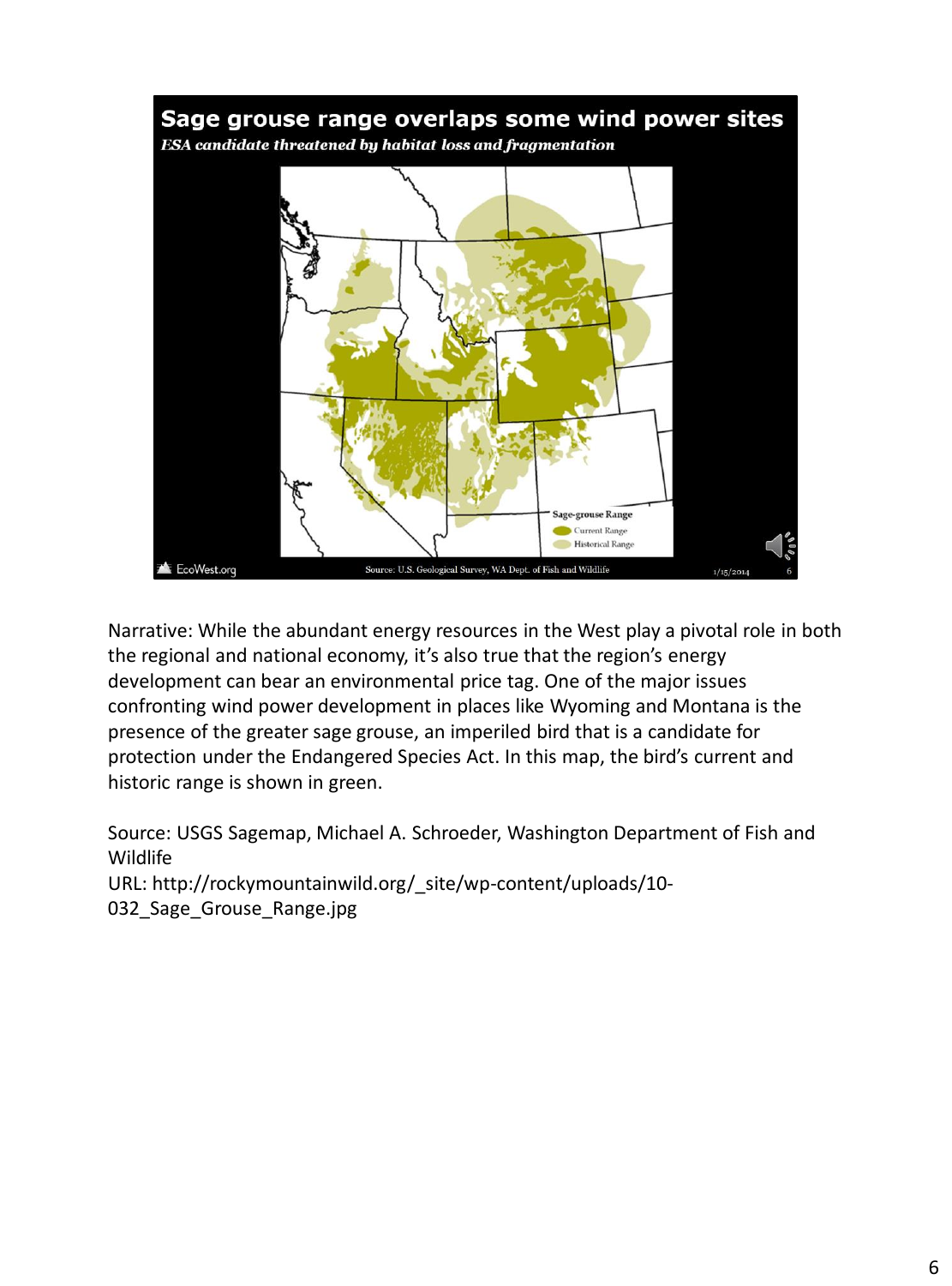## Sage grouse range overlaps some wind power sites

*ESA candidate threatened by habitat loss and fragmentation*

Sage-grouse Range
Current Range
Historical Range

EcoWest.org

Source: U.S. Geological Survey, WA Dept. of Fish and Wildlife

1/15/2014

Narrative: While the abundant energy resources in the West play a pivotal role in both the regional and national economy, it's also true that the region's energy development can bear an environmental price tag. One of the major issues confronting wind power development in places like Wyoming and Montana is the presence of the greater sage grouse, an imperiled bird that is a candidate for protection under the Endangered Species Act. In this map, the bird's current and historic range is shown in green.

Source: USGS Sagemap, Michael A. Schroeder, Washington Department of Fish and Wildlife
URL: http://rockymountainwild.org/_site/wp-content/uploads/10-032_Sage_Grouse_Range.jpg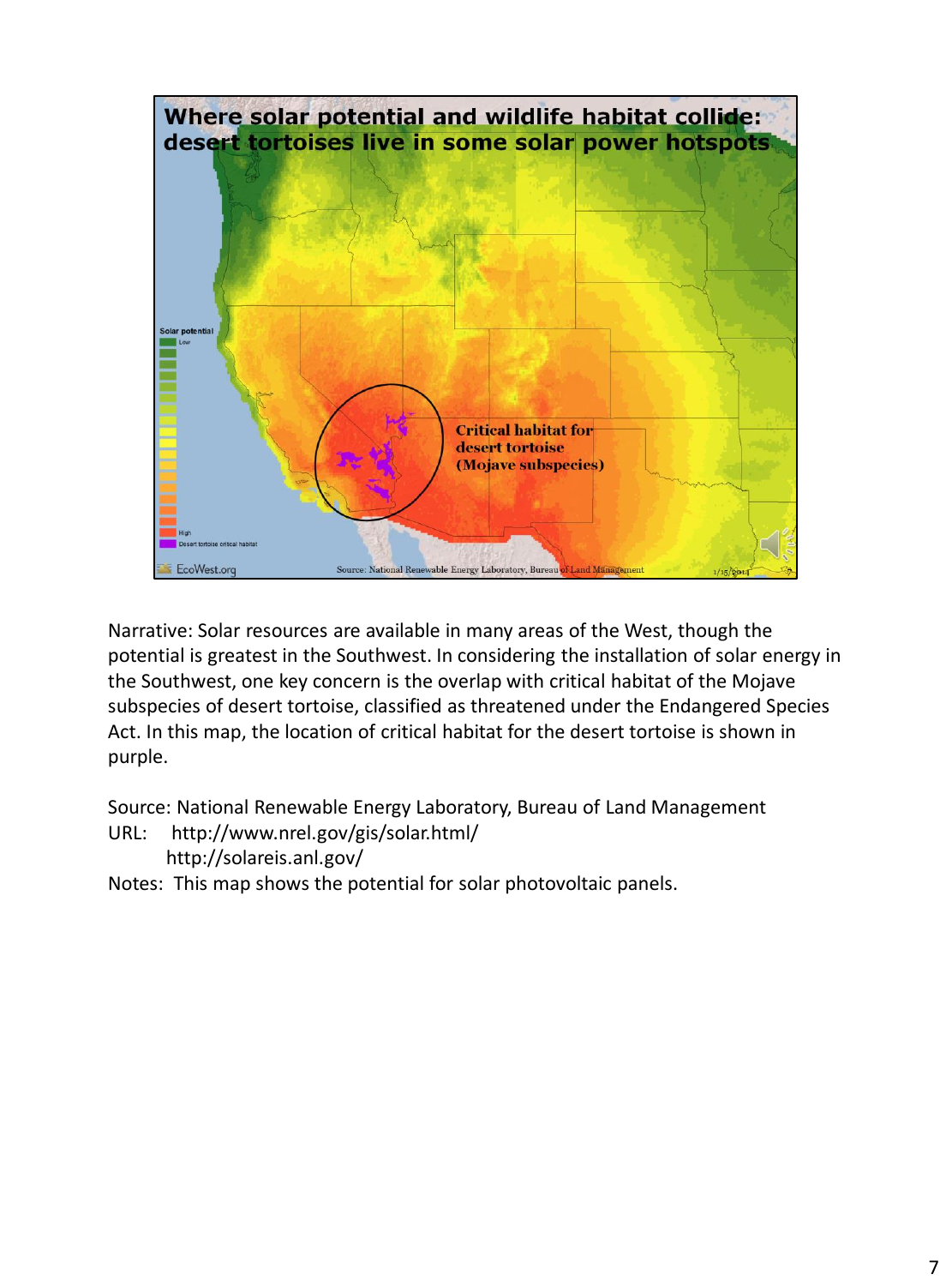## Where solar potential and wildlife habitat collide: desert tortoises live in some solar power hotspots

Solar potential

Low

High

Desert tortoise critical habitat

Critical habitat for desert tortoise (Mojave subspecies)

EcoWest.org

Source: National Renewable Energy Laboratory, Bureau of Land Management

Narrative: Solar resources are available in many areas of the West, though the potential is greatest in the Southwest. In considering the installation of solar energy in the Southwest, one key concern is the overlap with critical habitat of the Mojave subspecies of desert tortoise, classified as threatened under the Endangered Species Act. In this map, the location of critical habitat for the desert tortoise is shown in purple.

Source: National Renewable Energy Laboratory, Bureau of Land Management

URL: http://www.nrel.gov/gis/solar.html/
http://solareis.anl.gov/

Notes: This map shows the potential for solar photovoltaic panels.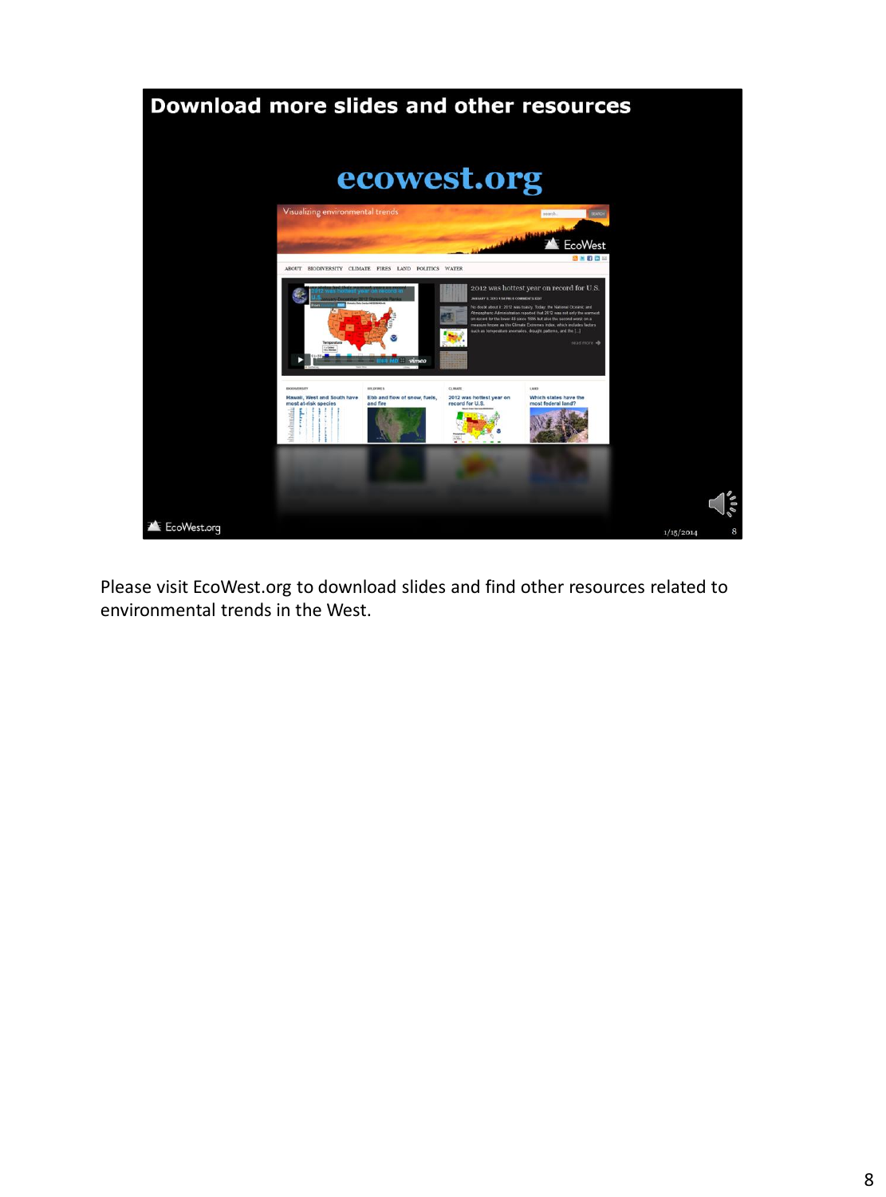## Download more slides and other resources

ecowest.org

EcoWest.org

1/15/2014

Please visit EcoWest.org to download slides and find other resources related to environmental trends in the West.